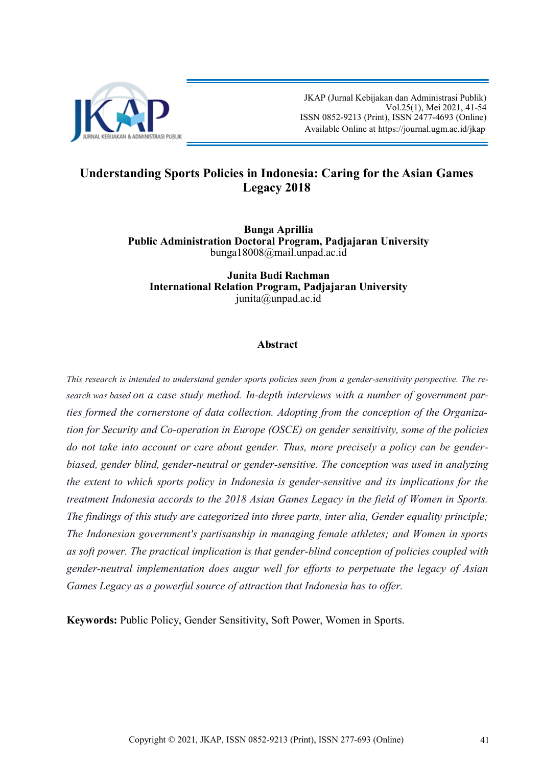# Understanding Sports Policies in Indonesia: Caring for the Asian Games Legacy 2018

**Bunga Aprillia**
**Public Administration Doctoral Program, Padjajaran University**
bunga18008@mail.unpad.ac.id

**Junita Budi Rachman**
**International Relation Program, Padjajaran University**
junita@unpad.ac.id

## Abstract

*This research is intended to understand gender sports policies seen from a gender-sensitivity perspective. The research was based on a case study method. In-depth interviews with a number of government parties formed the cornerstone of data collection. Adopting from the conception of the Organization for Security and Co-operation in Europe (OSCE) on gender sensitivity, some of the policies do not take into account or care about gender. Thus, more precisely a policy can be gender-biased, gender blind, gender-neutral or gender-sensitive. The conception was used in analyzing the extent to which sports policy in Indonesia is gender-sensitive and its implications for the treatment Indonesia accords to the 2018 Asian Games Legacy in the field of Women in Sports. The findings of this study are categorized into three parts, inter alia, Gender equality principle; The Indonesian government's partisanship in managing female athletes; and Women in sports as soft power. The practical implication is that gender-blind conception of policies coupled with gender-neutral implementation does augur well for efforts to perpetuate the legacy of Asian Games Legacy as a powerful source of attraction that Indonesia has to offer.*

**Keywords:** Public Policy, Gender Sensitivity, Soft Power, Women in Sports.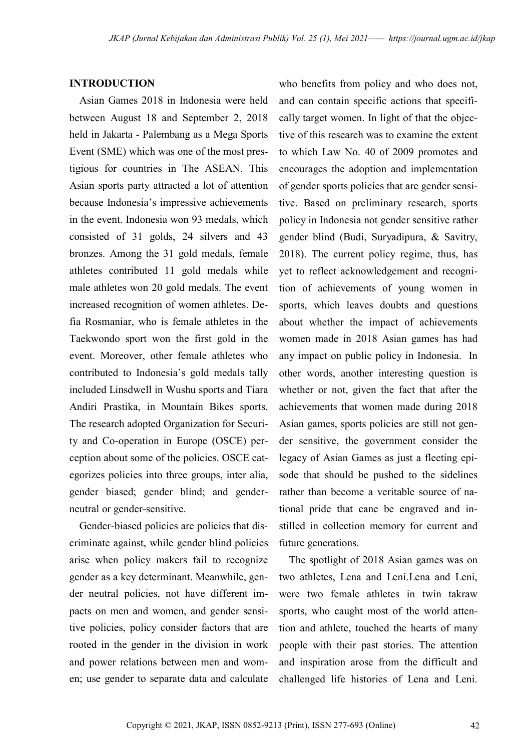## INTRODUCTION

Asian Games 2018 in Indonesia were held between August 18 and September 2, 2018 held in Jakarta - Palembang as a Mega Sports Event (SME) which was one of the most prestigious for countries in The ASEAN. This Asian sports party attracted a lot of attention because Indonesia's impressive achievements in the event. Indonesia won 93 medals, which consisted of 31 golds, 24 silvers and 43 bronzes. Among the 31 gold medals, female athletes contributed 11 gold medals while male athletes won 20 gold medals. The event increased recognition of women athletes. Defia Rosmaniar, who is female athletes in the Taekwondo sport won the first gold in the event. Moreover, other female athletes who contributed to Indonesia's gold medals tally included Linsdwell in Wushu sports and Tiara Andiri Prastika, in Mountain Bikes sports. The research adopted Organization for Security and Co-operation in Europe (OSCE) perception about some of the policies. OSCE categorizes policies into three groups, inter alia, gender biased; gender blind; and gender-neutral or gender-sensitive.

Gender-biased policies are policies that discriminate against, while gender blind policies arise when policy makers fail to recognize gender as a key determinant. Meanwhile, gender neutral policies, not have different impacts on men and women, and gender sensitive policies, policy consider factors that are rooted in the gender in the division in work and power relations between men and women; use gender to separate data and calculate who benefits from policy and who does not, and can contain specific actions that specifically target women. In light of that the objective of this research was to examine the extent to which Law No. 40 of 2009 promotes and encourages the adoption and implementation of gender sports policies that are gender sensitive. Based on preliminary research, sports policy in Indonesia not gender sensitive rather gender blind (Budi, Suryadipura, & Savitry, 2018). The current policy regime, thus, has yet to reflect acknowledgement and recognition of achievements of young women in sports, which leaves doubts and questions about whether the impact of achievements women made in 2018 Asian games has had any impact on public policy in Indonesia. In other words, another interesting question is whether or not, given the fact that after the achievements that women made during 2018 Asian games, sports policies are still not gender sensitive, the government consider the legacy of Asian Games as just a fleeting episode that should be pushed to the sidelines rather than become a veritable source of national pride that cane be engraved and instilled in collection memory for current and future generations.

The spotlight of 2018 Asian games was on two athletes, Lena and Leni.Lena and Leni, were two female athletes in twin takraw sports, who caught most of the world attention and athlete, touched the hearts of many people with their past stories. The attention and inspiration arose from the difficult and challenged life histories of Lena and Leni.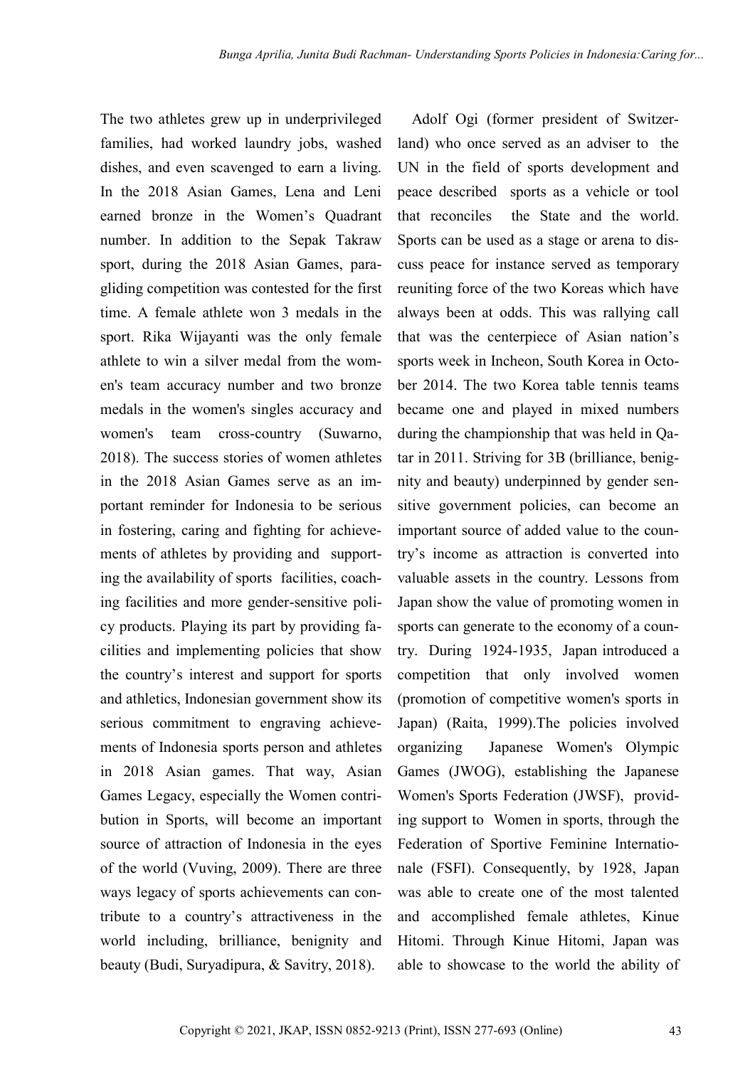The two athletes grew up in underprivileged families, had worked laundry jobs, washed dishes, and even scavenged to earn a living. In the 2018 Asian Games, Lena and Leni earned bronze in the Women's Quadrant number. In addition to the Sepak Takraw sport, during the 2018 Asian Games, paragliding competition was contested for the first time. A female athlete won 3 medals in the sport. Rika Wijayanti was the only female athlete to win a silver medal from the women's team accuracy number and two bronze medals in the women's singles accuracy and women's team cross-country (Suwarno, 2018). The success stories of women athletes in the 2018 Asian Games serve as an important reminder for Indonesia to be serious in fostering, caring and fighting for achievements of athletes by providing and supporting the availability of sports facilities, coaching facilities and more gender-sensitive policy products. Playing its part by providing facilities and implementing policies that show the country's interest and support for sports and athletics, Indonesian government show its serious commitment to engraving achievements of Indonesia sports person and athletes in 2018 Asian games. That way, Asian Games Legacy, especially the Women contribution in Sports, will become an important source of attraction of Indonesia in the eyes of the world (Vuving, 2009). There are three ways legacy of sports achievements can contribute to a country's attractiveness in the world including, brilliance, benignity and beauty (Budi, Suryadipura, & Savitry, 2018).

Adolf Ogi (former president of Switzerland) who once served as an adviser to the UN in the field of sports development and peace described sports as a vehicle or tool that reconciles the State and the world. Sports can be used as a stage or arena to discuss peace for instance served as temporary reuniting force of the two Koreas which have always been at odds. This was rallying call that was the centerpiece of Asian nation's sports week in Incheon, South Korea in October 2014. The two Korea table tennis teams became one and played in mixed numbers during the championship that was held in Qatar in 2011. Striving for 3B (brilliance, benignity and beauty) underpinned by gender sensitive government policies, can become an important source of added value to the country's income as attraction is converted into valuable assets in the country. Lessons from Japan show the value of promoting women in sports can generate to the economy of a country. During 1924-1935, Japan introduced a competition that only involved women (promotion of competitive women's sports in Japan) (Raita, 1999).The policies involved organizing Japanese Women's Olympic Games (JWOG), establishing the Japanese Women's Sports Federation (JWSF), providing support to Women in sports, through the Federation of Sportive Feminine Internationale (FSFI). Consequently, by 1928, Japan was able to create one of the most talented and accomplished female athletes, Kinue Hitomi. Through Kinue Hitomi, Japan was able to showcase to the world the ability of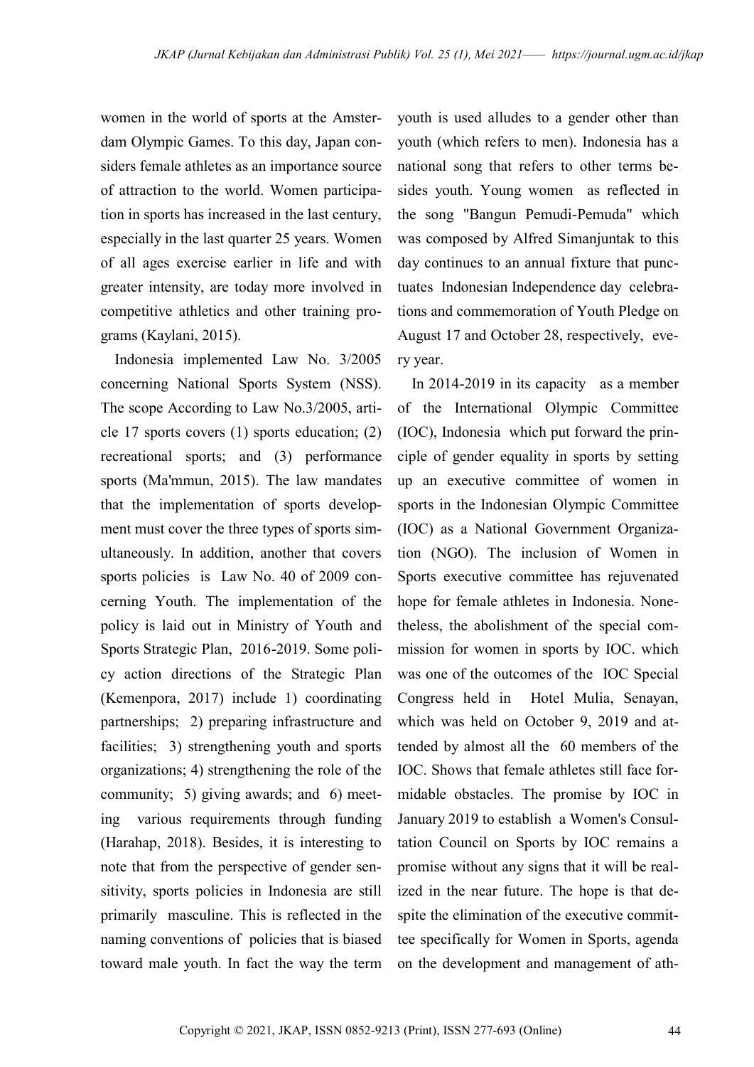women in the world of sports at the Amsterdam Olympic Games. To this day, Japan considers female athletes as an importance source of attraction to the world. Women participation in sports has increased in the last century, especially in the last quarter 25 years. Women of all ages exercise earlier in life and with greater intensity, are today more involved in competitive athletics and other training programs (Kaylani, 2015).

Indonesia implemented Law No. 3/2005 concerning National Sports System (NSS). The scope According to Law No.3/2005, article 17 sports covers (1) sports education; (2) recreational sports; and (3) performance sports (Ma'mmun, 2015). The law mandates that the implementation of sports development must cover the three types of sports simultaneously. In addition, another that covers sports policies is Law No. 40 of 2009 concerning Youth. The implementation of the policy is laid out in Ministry of Youth and Sports Strategic Plan, 2016-2019. Some policy action directions of the Strategic Plan (Kemenpora, 2017) include 1) coordinating partnerships; 2) preparing infrastructure and facilities; 3) strengthening youth and sports organizations; 4) strengthening the role of the community; 5) giving awards; and 6) meeting various requirements through funding (Harahap, 2018). Besides, it is interesting to note that from the perspective of gender sensitivity, sports policies in Indonesia are still primarily masculine. This is reflected in the naming conventions of policies that is biased toward male youth. In fact the way the term youth is used alludes to a gender other than youth (which refers to men). Indonesia has a national song that refers to other terms besides youth. Young women as reflected in the song "Bangun Pemudi-Pemuda" which was composed by Alfred Simanjuntak to this day continues to an annual fixture that punctuates Indonesian Independence day celebrations and commemoration of Youth Pledge on August 17 and October 28, respectively, every year.

In 2014-2019 in its capacity as a member of the International Olympic Committee (IOC), Indonesia which put forward the principle of gender equality in sports by setting up an executive committee of women in sports in the Indonesian Olympic Committee (IOC) as a National Government Organization (NGO). The inclusion of Women in Sports executive committee has rejuvenated hope for female athletes in Indonesia. Nonetheless, the abolishment of the special commission for women in sports by IOC. which was one of the outcomes of the IOC Special Congress held in Hotel Mulia, Senayan, which was held on October 9, 2019 and attended by almost all the 60 members of the IOC. Shows that female athletes still face formidable obstacles. The promise by IOC in January 2019 to establish a Women's Consultation Council on Sports by IOC remains a promise without any signs that it will be realized in the near future. The hope is that despite the elimination of the executive committee specifically for Women in Sports, agenda on the development and management of ath-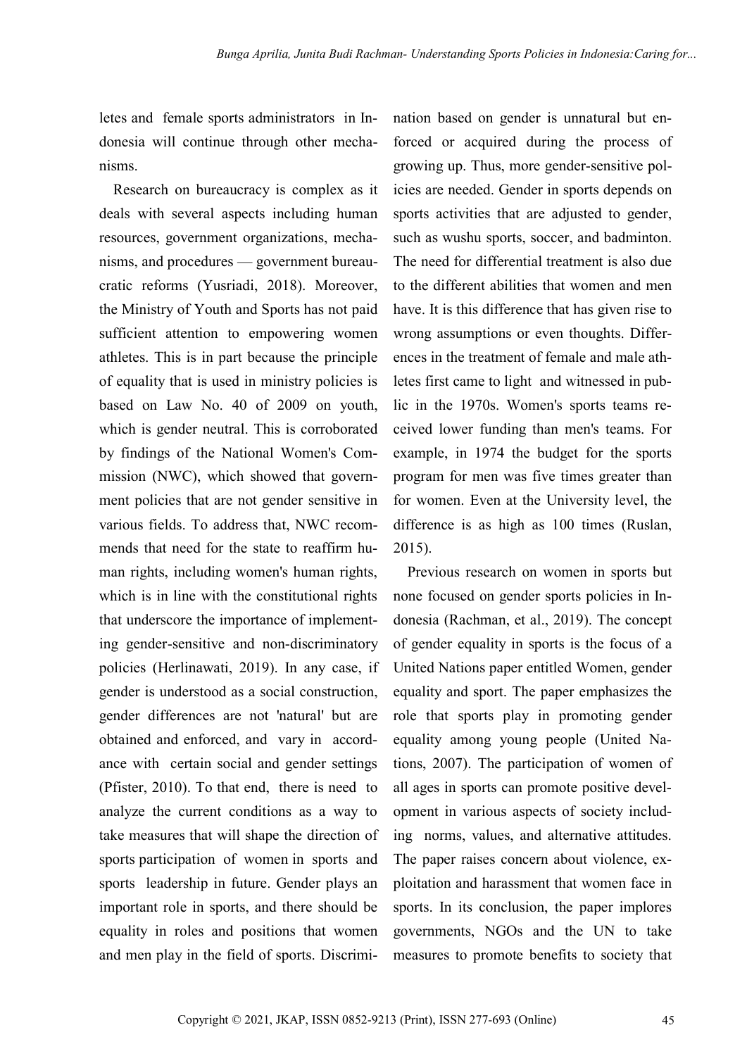letes and female sports administrators in Indonesia will continue through other mechanisms.

Research on bureaucracy is complex as it deals with several aspects including human resources, government organizations, mechanisms, and procedures — government bureaucratic reforms (Yusriadi, 2018). Moreover, the Ministry of Youth and Sports has not paid sufficient attention to empowering women athletes. This is in part because the principle of equality that is used in ministry policies is based on Law No. 40 of 2009 on youth, which is gender neutral. This is corroborated by findings of the National Women's Commission (NWC), which showed that government policies that are not gender sensitive in various fields. To address that, NWC recommends that need for the state to reaffirm human rights, including women's human rights, which is in line with the constitutional rights that underscore the importance of implementing gender-sensitive and non-discriminatory policies (Herlinawati, 2019). In any case, if gender is understood as a social construction, gender differences are not 'natural' but are obtained and enforced, and vary in accordance with certain social and gender settings (Pfister, 2010). To that end, there is need to analyze the current conditions as a way to take measures that will shape the direction of sports participation of women in sports and sports leadership in future. Gender plays an important role in sports, and there should be equality in roles and positions that women and men play in the field of sports. Discrimination based on gender is unnatural but enforced or acquired during the process of growing up. Thus, more gender-sensitive policies are needed. Gender in sports depends on sports activities that are adjusted to gender, such as wushu sports, soccer, and badminton. The need for differential treatment is also due to the different abilities that women and men have. It is this difference that has given rise to wrong assumptions or even thoughts. Differences in the treatment of female and male athletes first came to light and witnessed in public in the 1970s. Women's sports teams received lower funding than men's teams. For example, in 1974 the budget for the sports program for men was five times greater than for women. Even at the University level, the difference is as high as 100 times (Ruslan, 2015).

Previous research on women in sports but none focused on gender sports policies in Indonesia (Rachman, et al., 2019). The concept of gender equality in sports is the focus of a United Nations paper entitled Women, gender equality and sport. The paper emphasizes the role that sports play in promoting gender equality among young people (United Nations, 2007). The participation of women of all ages in sports can promote positive development in various aspects of society including norms, values, and alternative attitudes. The paper raises concern about violence, exploitation and harassment that women face in sports. In its conclusion, the paper implores governments, NGOs and the UN to take measures to promote benefits to society that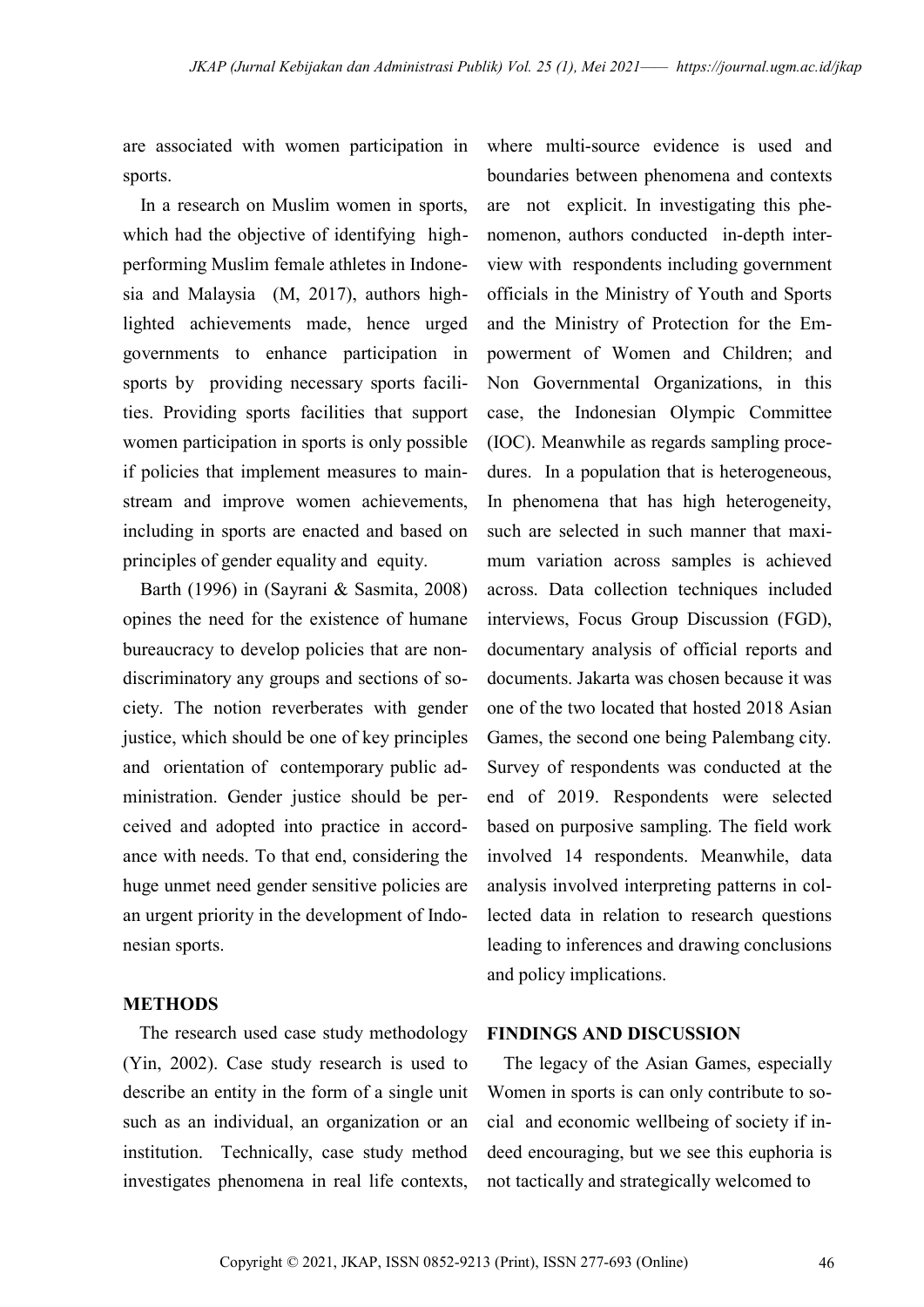are associated with women participation in sports.

In a research on Muslim women in sports, which had the objective of identifying high-performing Muslim female athletes in Indonesia and Malaysia (M, 2017), authors highlighted achievements made, hence urged governments to enhance participation in sports by providing necessary sports facilities. Providing sports facilities that support women participation in sports is only possible if policies that implement measures to mainstream and improve women achievements, including in sports are enacted and based on principles of gender equality and equity.

Barth (1996) in (Sayrani & Sasmita, 2008) opines the need for the existence of humane bureaucracy to develop policies that are non-discriminatory any groups and sections of society. The notion reverberates with gender justice, which should be one of key principles and orientation of contemporary public administration. Gender justice should be perceived and adopted into practice in accordance with needs. To that end, considering the huge unmet need gender sensitive policies are an urgent priority in the development of Indonesian sports.

## METHODS

The research used case study methodology (Yin, 2002). Case study research is used to describe an entity in the form of a single unit such as an individual, an organization or an institution. Technically, case study method investigates phenomena in real life contexts, where multi-source evidence is used and boundaries between phenomena and contexts are not explicit. In investigating this phenomenon, authors conducted in-depth interview with respondents including government officials in the Ministry of Youth and Sports and the Ministry of Protection for the Empowerment of Women and Children; and Non Governmental Organizations, in this case, the Indonesian Olympic Committee (IOC). Meanwhile as regards sampling procedures. In a population that is heterogeneous, In phenomena that has high heterogeneity, such are selected in such manner that maximum variation across samples is achieved across. Data collection techniques included interviews, Focus Group Discussion (FGD), documentary analysis of official reports and documents. Jakarta was chosen because it was one of the two located that hosted 2018 Asian Games, the second one being Palembang city. Survey of respondents was conducted at the end of 2019. Respondents were selected based on purposive sampling. The field work involved 14 respondents. Meanwhile, data analysis involved interpreting patterns in collected data in relation to research questions leading to inferences and drawing conclusions and policy implications.

## FINDINGS AND DISCUSSION

The legacy of the Asian Games, especially Women in sports is can only contribute to social and economic wellbeing of society if indeed encouraging, but we see this euphoria is not tactically and strategically welcomed to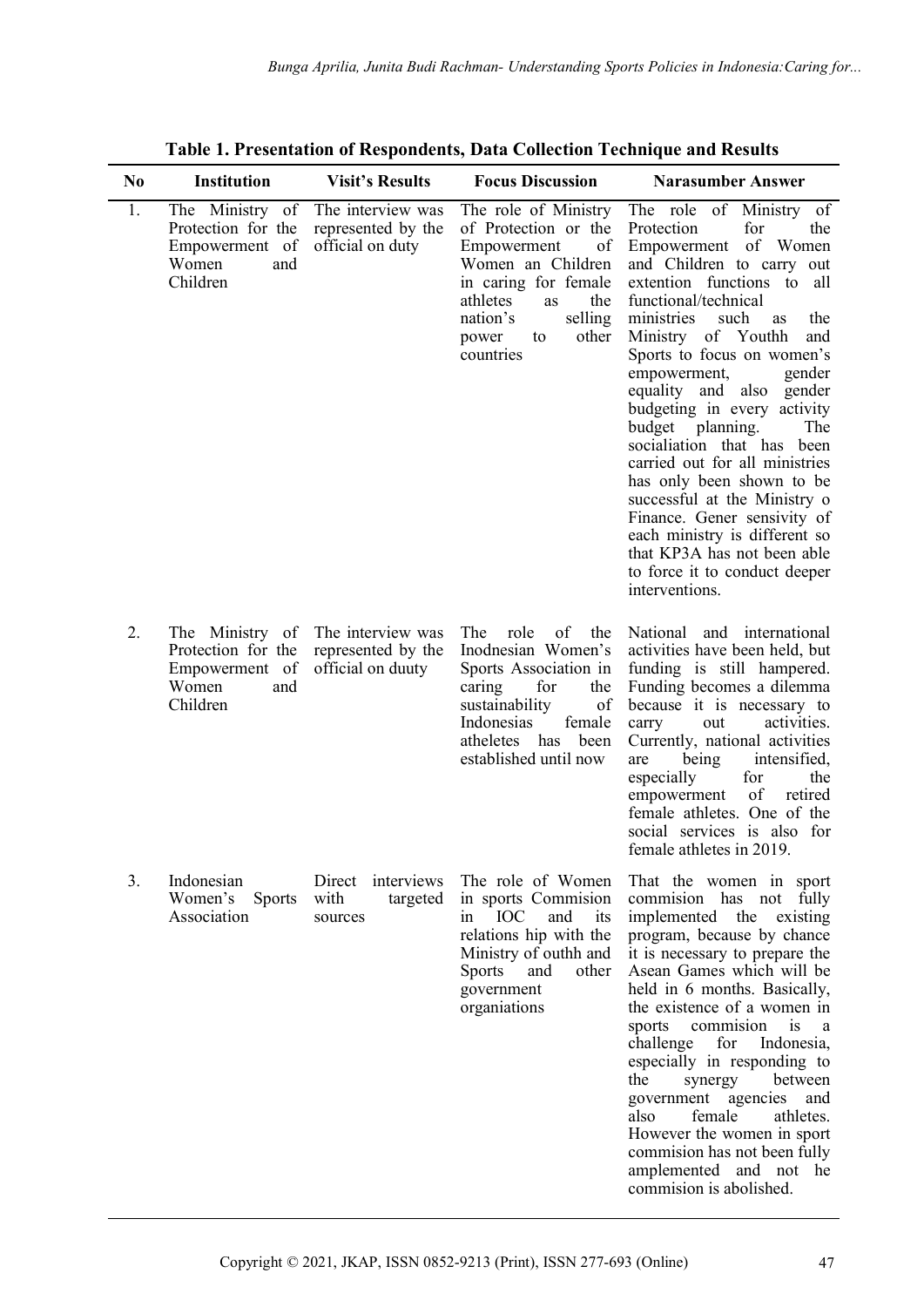**Table 1. Presentation of Respondents, Data Collection Technique and Results**

| No | Institution | Visit's Results | Focus Discussion | Narasumber Answer |
|---|---|---|---|---|
| 1. | The Ministry of Protection for the Empowerment of Women and Children | The interview was represented by the official on duty | The role of Ministry of Protection or the Empowerment of Women an Children in caring for female athletes as the nation's selling power to other countries | The role of Ministry of Protection for the Empowerment of Women and Children to carry out extention functions to all functional/technical ministries such as the Ministry of Youthh and Sports to focus on women's empowerment, gender equality and also gender budgeting in every activity budget planning. The socialiation that has been carried out for all ministries has only been shown to be successful at the Ministry o Finance. Gener sensivity of each ministry is different so that KP3A has not been able to force it to conduct deeper interventions. |
| 2. | The Ministry of Protection for the Empowerment of Women and Children | The interview was represented by the official on duuty | The role of the Inodnesian Women's Sports Association in caring for the sustainability of Indonesias female atheletes has been established until now | National and international activities have been held, but funding is still hampered. Funding becomes a dilemma because it is necessary to carry out activities. Currently, national activities are being intensified, especially for the empowerment of retired female athletes. One of the social services is also for female athletes in 2019. |
| 3. | Indonesian Women's Sports Association | Direct interviews with targeted sources | The role of Women in sports Commision in IOC and its relations hip with the Ministry of outhh and Sports and other government organiations | That the women in sport commision has not fully implemented the existing program, because by chance it is necessary to prepare the Asean Games which will be held in 6 months. Basically, the existence of a women in sports commision is a challenge for Indonesia, especially in responding to the synergy between government agencies and also female athletes. However the women in sport commision has not been fully amplemented and not he commision is abolished. |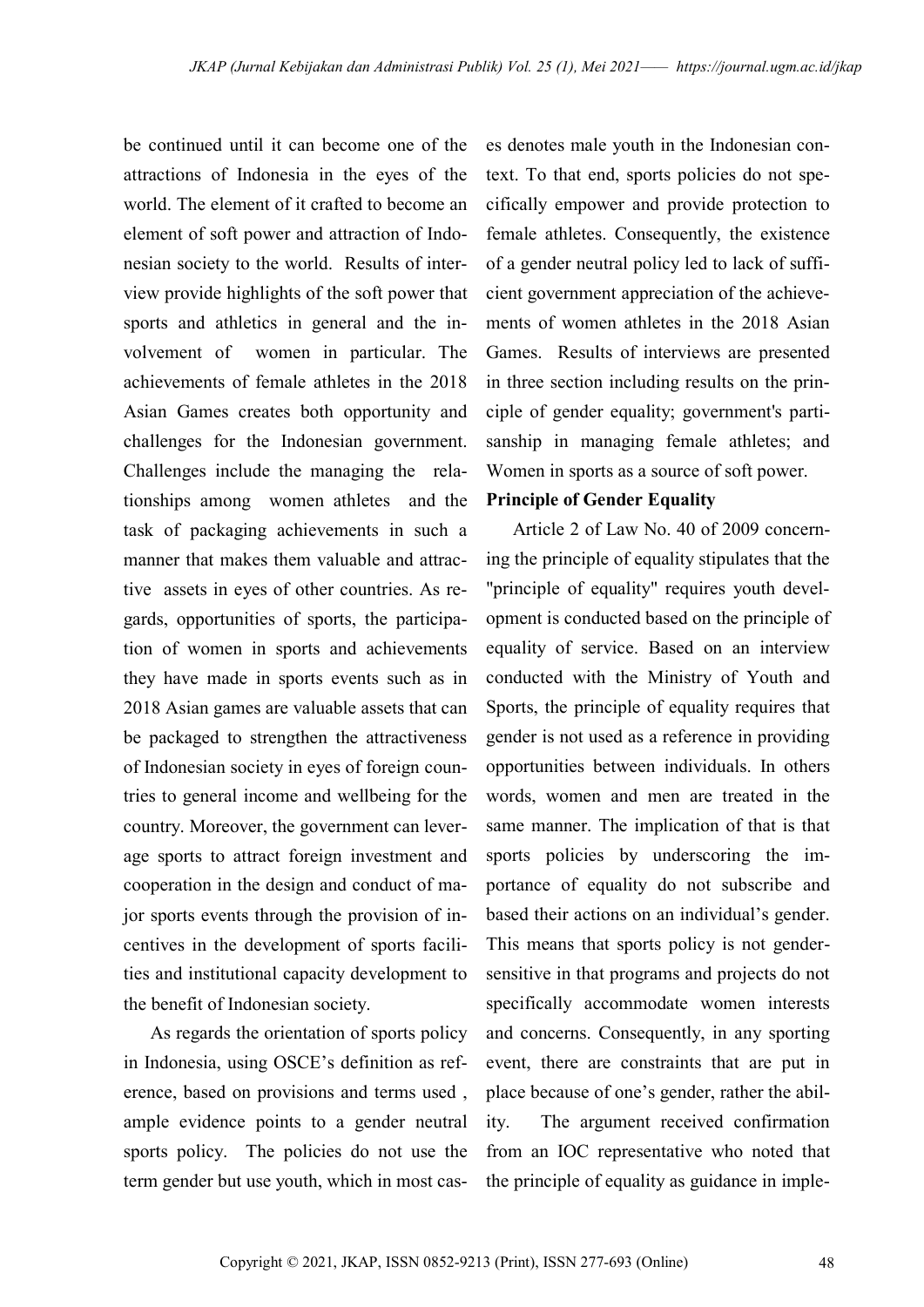be continued until it can become one of the attractions of Indonesia in the eyes of the world. The element of it crafted to become an element of soft power and attraction of Indonesian society to the world. Results of interview provide highlights of the soft power that sports and athletics in general and the involvement of women in particular. The achievements of female athletes in the 2018 Asian Games creates both opportunity and challenges for the Indonesian government. Challenges include the managing the relationships among women athletes and the task of packaging achievements in such a manner that makes them valuable and attractive assets in eyes of other countries. As regards, opportunities of sports, the participation of women in sports and achievements they have made in sports events such as in 2018 Asian games are valuable assets that can be packaged to strengthen the attractiveness of Indonesian society in eyes of foreign countries to general income and wellbeing for the country. Moreover, the government can leverage sports to attract foreign investment and cooperation in the design and conduct of major sports events through the provision of incentives in the development of sports facilities and institutional capacity development to the benefit of Indonesian society.

As regards the orientation of sports policy in Indonesia, using OSCE's definition as reference, based on provisions and terms used , ample evidence points to a gender neutral sports policy. The policies do not use the term gender but use youth, which in most cases denotes male youth in the Indonesian context. To that end, sports policies do not specifically empower and provide protection to female athletes. Consequently, the existence of a gender neutral policy led to lack of sufficient government appreciation of the achievements of women athletes in the 2018 Asian Games. Results of interviews are presented in three section including results on the principle of gender equality; government's partisanship in managing female athletes; and Women in sports as a source of soft power.

**Principle of Gender Equality**

Article 2 of Law No. 40 of 2009 concerning the principle of equality stipulates that the "principle of equality" requires youth development is conducted based on the principle of equality of service. Based on an interview conducted with the Ministry of Youth and Sports, the principle of equality requires that gender is not used as a reference in providing opportunities between individuals. In others words, women and men are treated in the same manner. The implication of that is that sports policies by underscoring the importance of equality do not subscribe and based their actions on an individual's gender. This means that sports policy is not gender-sensitive in that programs and projects do not specifically accommodate women interests and concerns. Consequently, in any sporting event, there are constraints that are put in place because of one's gender, rather the ability. The argument received confirmation from an IOC representative who noted that the principle of equality as guidance in imple-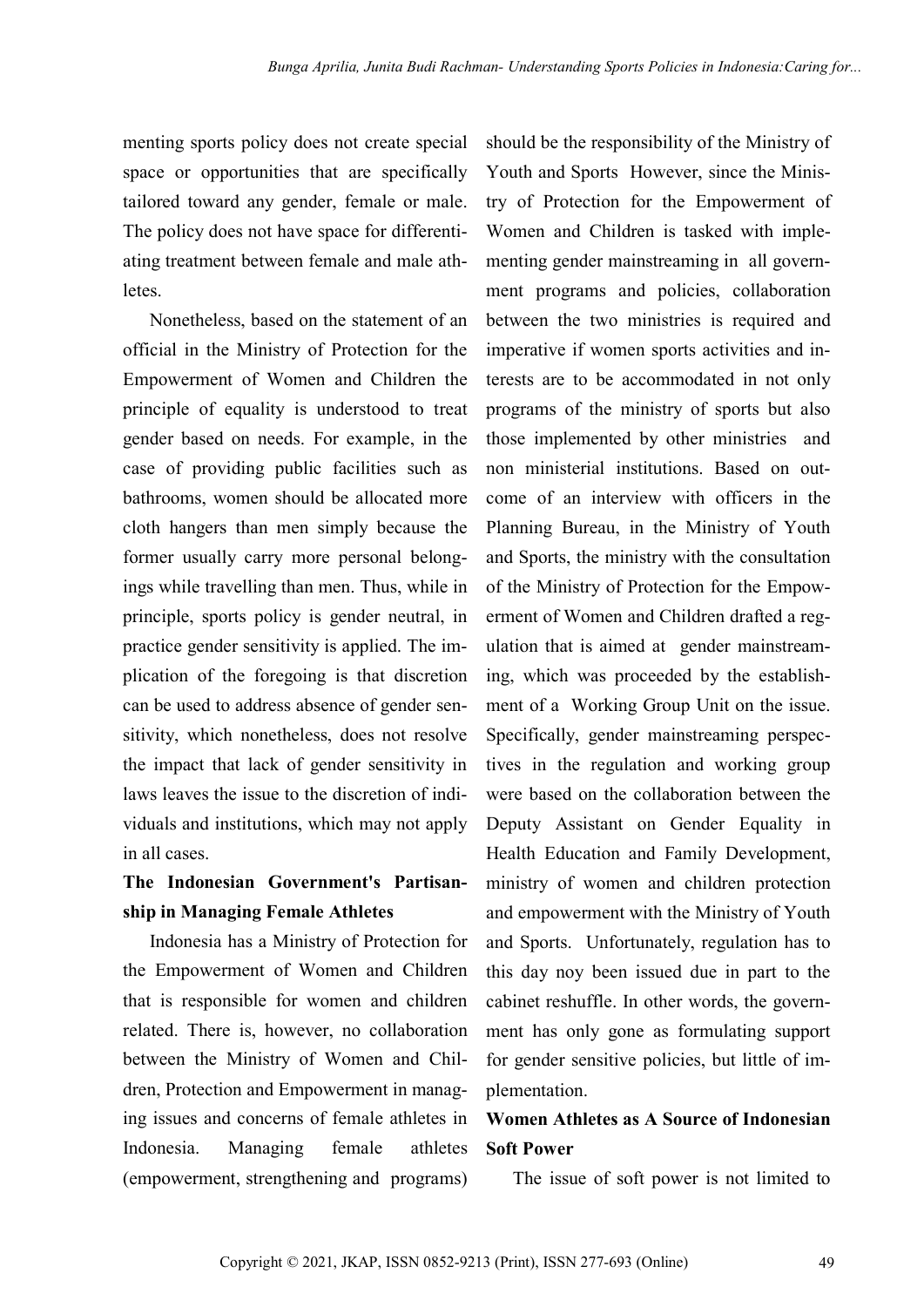menting sports policy does not create special space or opportunities that are specifically tailored toward any gender, female or male. The policy does not have space for differentiating treatment between female and male athletes.

Nonetheless, based on the statement of an official in the Ministry of Protection for the Empowerment of Women and Children the principle of equality is understood to treat gender based on needs. For example, in the case of providing public facilities such as bathrooms, women should be allocated more cloth hangers than men simply because the former usually carry more personal belongings while travelling than men. Thus, while in principle, sports policy is gender neutral, in practice gender sensitivity is applied. The implication of the foregoing is that discretion can be used to address absence of gender sensitivity, which nonetheless, does not resolve the impact that lack of gender sensitivity in laws leaves the issue to the discretion of individuals and institutions, which may not apply in all cases.

**The Indonesian Government's Partisanship in Managing Female Athletes**

Indonesia has a Ministry of Protection for the Empowerment of Women and Children that is responsible for women and children related. There is, however, no collaboration between the Ministry of Women and Children, Protection and Empowerment in managing issues and concerns of female athletes in Indonesia. Managing female athletes (empowerment, strengthening and programs) should be the responsibility of the Ministry of Youth and Sports However, since the Ministry of Protection for the Empowerment of Women and Children is tasked with implementing gender mainstreaming in all government programs and policies, collaboration between the two ministries is required and imperative if women sports activities and interests are to be accommodated in not only programs of the ministry of sports but also those implemented by other ministries and non ministerial institutions. Based on outcome of an interview with officers in the Planning Bureau, in the Ministry of Youth and Sports, the ministry with the consultation of the Ministry of Protection for the Empowerment of Women and Children drafted a regulation that is aimed at gender mainstreaming, which was proceeded by the establishment of a Working Group Unit on the issue. Specifically, gender mainstreaming perspectives in the regulation and working group were based on the collaboration between the Deputy Assistant on Gender Equality in Health Education and Family Development, ministry of women and children protection and empowerment with the Ministry of Youth and Sports. Unfortunately, regulation has to this day noy been issued due in part to the cabinet reshuffle. In other words, the government has only gone as formulating support for gender sensitive policies, but little of implementation.

**Women Athletes as A Source of Indonesian Soft Power**

The issue of soft power is not limited to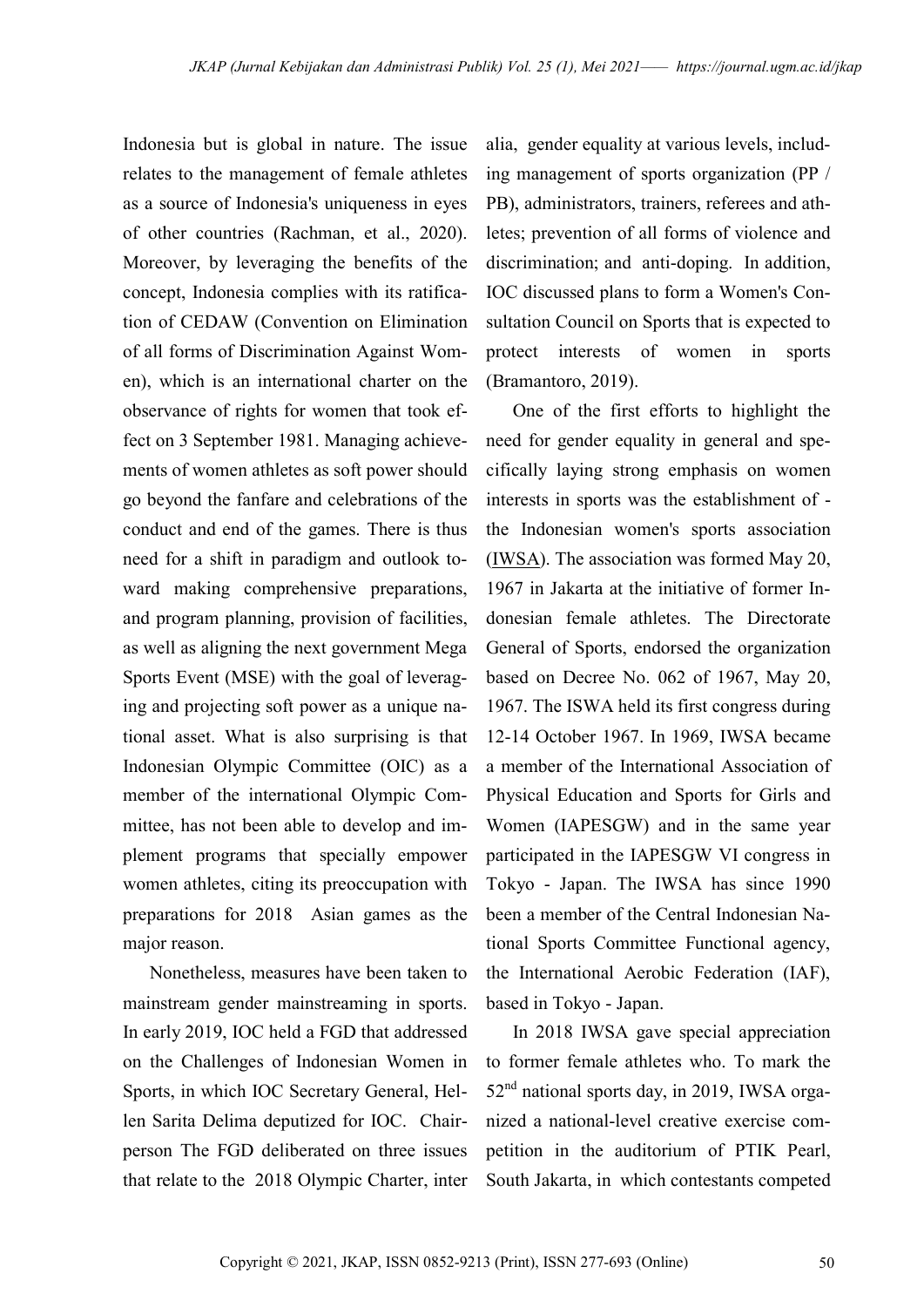Indonesia but is global in nature. The issue relates to the management of female athletes as a source of Indonesia's uniqueness in eyes of other countries (Rachman, et al., 2020). Moreover, by leveraging the benefits of the concept, Indonesia complies with its ratification of CEDAW (Convention on Elimination of all forms of Discrimination Against Women), which is an international charter on the observance of rights for women that took effect on 3 September 1981. Managing achievements of women athletes as soft power should go beyond the fanfare and celebrations of the conduct and end of the games. There is thus need for a shift in paradigm and outlook toward making comprehensive preparations, and program planning, provision of facilities, as well as aligning the next government Mega Sports Event (MSE) with the goal of leveraging and projecting soft power as a unique national asset. What is also surprising is that Indonesian Olympic Committee (OIC) as a member of the international Olympic Committee, has not been able to develop and implement programs that specially empower women athletes, citing its preoccupation with preparations for 2018 Asian games as the major reason.

Nonetheless, measures have been taken to mainstream gender mainstreaming in sports. In early 2019, IOC held a FGD that addressed on the Challenges of Indonesian Women in Sports, in which IOC Secretary General, Hellen Sarita Delima deputized for IOC. Chairperson The FGD deliberated on three issues that relate to the 2018 Olympic Charter, inter alia, gender equality at various levels, including management of sports organization (PP / PB), administrators, trainers, referees and athletes; prevention of all forms of violence and discrimination; and anti-doping. In addition, IOC discussed plans to form a Women's Consultation Council on Sports that is expected to protect interests of women in sports (Bramantoro, 2019).

One of the first efforts to highlight the need for gender equality in general and specifically laying strong emphasis on women interests in sports was the establishment of - the Indonesian women's sports association (IWSA). The association was formed May 20, 1967 in Jakarta at the initiative of former Indonesian female athletes. The Directorate General of Sports, endorsed the organization based on Decree No. 062 of 1967, May 20, 1967. The ISWA held its first congress during 12-14 October 1967. In 1969, IWSA became a member of the International Association of Physical Education and Sports for Girls and Women (IAPESGW) and in the same year participated in the IAPESGW VI congress in Tokyo - Japan. The IWSA has since 1990 been a member of the Central Indonesian National Sports Committee Functional agency, the International Aerobic Federation (IAF), based in Tokyo - Japan.

In 2018 IWSA gave special appreciation to former female athletes who. To mark the 52nd national sports day, in 2019, IWSA organized a national-level creative exercise competition in the auditorium of PTIK Pearl, South Jakarta, in which contestants competed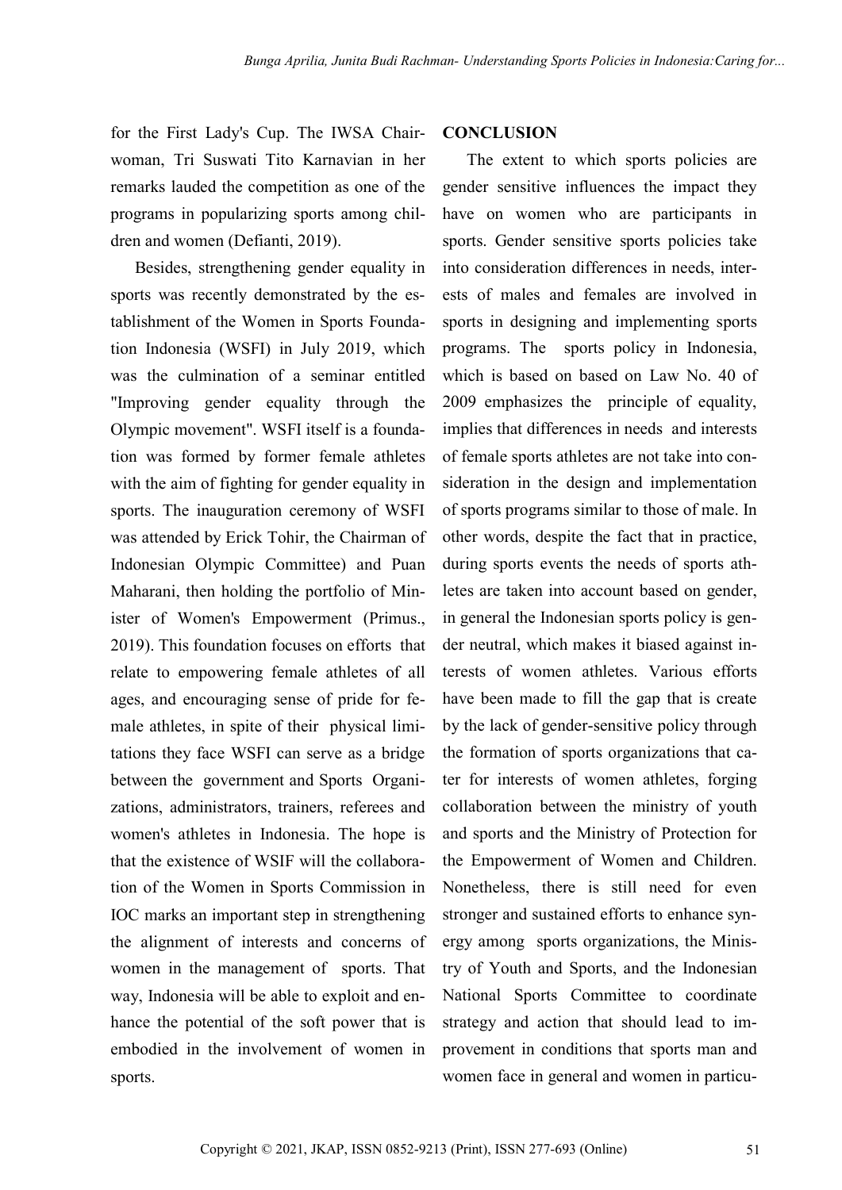for the First Lady's Cup. The IWSA Chairwoman, Tri Suswati Tito Karnavian in her remarks lauded the competition as one of the programs in popularizing sports among children and women (Defianti, 2019).

Besides, strengthening gender equality in sports was recently demonstrated by the establishment of the Women in Sports Foundation Indonesia (WSFI) in July 2019, which was the culmination of a seminar entitled "Improving gender equality through the Olympic movement". WSFI itself is a foundation was formed by former female athletes with the aim of fighting for gender equality in sports. The inauguration ceremony of WSFI was attended by Erick Tohir, the Chairman of Indonesian Olympic Committee) and Puan Maharani, then holding the portfolio of Minister of Women's Empowerment (Primus., 2019). This foundation focuses on efforts that relate to empowering female athletes of all ages, and encouraging sense of pride for female athletes, in spite of their physical limitations they face WSFI can serve as a bridge between the government and Sports Organizations, administrators, trainers, referees and women's athletes in Indonesia. The hope is that the existence of WSIF will the collaboration of the Women in Sports Commission in IOC marks an important step in strengthening the alignment of interests and concerns of women in the management of sports. That way, Indonesia will be able to exploit and enhance the potential of the soft power that is embodied in the involvement of women in sports.

## CONCLUSION

The extent to which sports policies are gender sensitive influences the impact they have on women who are participants in sports. Gender sensitive sports policies take into consideration differences in needs, interests of males and females are involved in sports in designing and implementing sports programs. The sports policy in Indonesia, which is based on based on Law No. 40 of 2009 emphasizes the principle of equality, implies that differences in needs and interests of female sports athletes are not take into consideration in the design and implementation of sports programs similar to those of male. In other words, despite the fact that in practice, during sports events the needs of sports athletes are taken into account based on gender, in general the Indonesian sports policy is gender neutral, which makes it biased against interests of women athletes. Various efforts have been made to fill the gap that is create by the lack of gender-sensitive policy through the formation of sports organizations that cater for interests of women athletes, forging collaboration between the ministry of youth and sports and the Ministry of Protection for the Empowerment of Women and Children. Nonetheless, there is still need for even stronger and sustained efforts to enhance synergy among sports organizations, the Ministry of Youth and Sports, and the Indonesian National Sports Committee to coordinate strategy and action that should lead to improvement in conditions that sports man and women face in general and women in particu-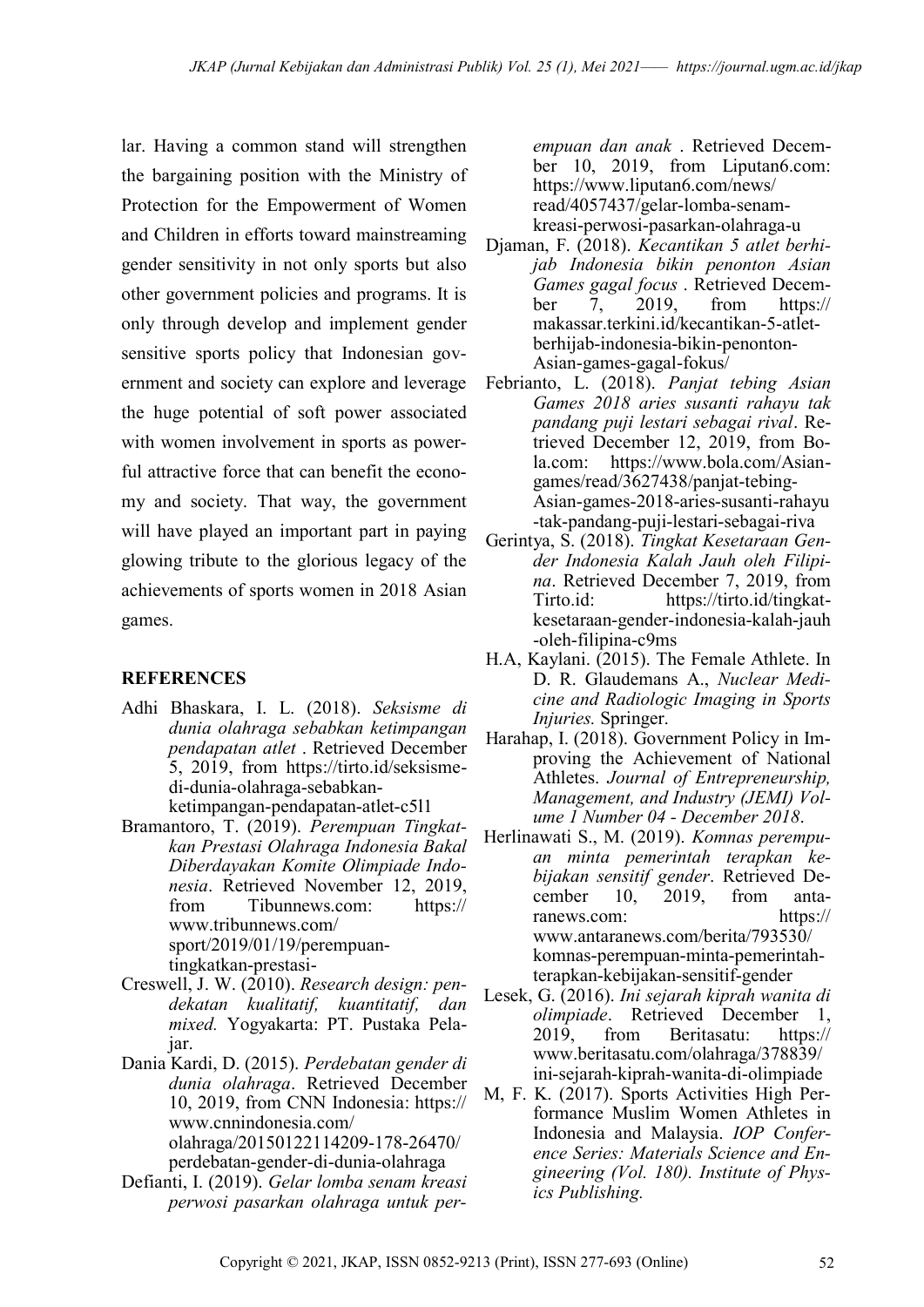lar. Having a common stand will strengthen the bargaining position with the Ministry of Protection for the Empowerment of Women and Children in efforts toward mainstreaming gender sensitivity in not only sports but also other government policies and programs. It is only through develop and implement gender sensitive sports policy that Indonesian government and society can explore and leverage the huge potential of soft power associated with women involvement in sports as powerful attractive force that can benefit the economy and society. That way, the government will have played an important part in paying glowing tribute to the glorious legacy of the achievements of sports women in 2018 Asian games.

## REFERENCES

Adhi Bhaskara, I. L. (2018). *Seksisme di dunia olahraga sebabkan ketimpangan pendapatan atlet* . Retrieved December 5, 2019, from https://tirto.id/seksisme-di-dunia-olahraga-sebabkan-ketimpangan-pendapatan-atlet-c5l1

Bramantoro, T. (2019). *Perempuan Tingkatkan Prestasi Olahraga Indonesia Bakal Diberdayakan Komite Olimpiade Indonesia*. Retrieved November 12, 2019, from Tibunnews.com: https://www.tribunnews.com/sport/2019/01/19/perempuan-tingkatkan-prestasi-

Creswell, J. W. (2010). *Research design: pendekatan kualitatif, kuantitatif, dan mixed.* Yogyakarta: PT. Pustaka Pelajar.

Dania Kardi, D. (2015). *Perdebatan gender di dunia olahraga*. Retrieved December 10, 2019, from CNN Indonesia: https://www.cnnindonesia.com/olahraga/20150122114209-178-26470/perdebatan-gender-di-dunia-olahraga

Defianti, I. (2019). *Gelar lomba senam kreasi perwosi pasarkan olahraga untuk perempuan dan anak* . Retrieved December 10, 2019, from Liputan6.com: https://www.liputan6.com/news/read/4057437/gelar-lomba-senam-kreasi-perwosi-pasarkan-olahraga-u

Djaman, F. (2018). *Kecantikan 5 atlet berhijab Indonesia bikin penonton Asian Games gagal focus* . Retrieved December 7, 2019, from https://makassar.terkini.id/kecantikan-5-atlet-berhijab-indonesia-bikin-penonton-Asian-games-gagal-fokus/

Febrianto, L. (2018). *Panjat tebing Asian Games 2018 aries susanti rahayu tak pandang puji lestari sebagai rival*. Retrieved December 12, 2019, from Bola.com: https://www.bola.com/Asian-games/read/3627438/panjat-tebing-Asian-games-2018-aries-susanti-rahayu-tak-pandang-puji-lestari-sebagai-riva

Gerintya, S. (2018). *Tingkat Kesetaraan Gender Indonesia Kalah Jauh oleh Filipina*. Retrieved December 7, 2019, from Tirto.id: https://tirto.id/tingkat-kesetaraan-gender-indonesia-kalah-jauh-oleh-filipina-c9ms

H.A, Kaylani. (2015). The Female Athlete. In D. R. Glaudemans A., *Nuclear Medicine and Radiologic Imaging in Sports Injuries.* Springer.

Harahap, I. (2018). Government Policy in Improving the Achievement of National Athletes. *Journal of Entrepreneurship, Management, and Industry (JEMI) Volume 1 Number 04 - December 2018*.

Herlinawati S., M. (2019). *Komnas perempuan minta pemerintah terapkan kebijakan sensitif gender*. Retrieved December 10, 2019, from antaranews.com: https://www.antaranews.com/berita/793530/komnas-perempuan-minta-pemerintah-terapkan-kebijakan-sensitif-gender

Lesek, G. (2016). *Ini sejarah kiprah wanita di olimpiade*. Retrieved December 1, 2019, from Beritasatu: https://www.beritasatu.com/olahraga/378839/ini-sejarah-kiprah-wanita-di-olimpiade

M, F. K. (2017). Sports Activities High Performance Muslim Women Athletes in Indonesia and Malaysia. *IOP Conference Series: Materials Science and Engineering (Vol. 180). Institute of Physics Publishing.*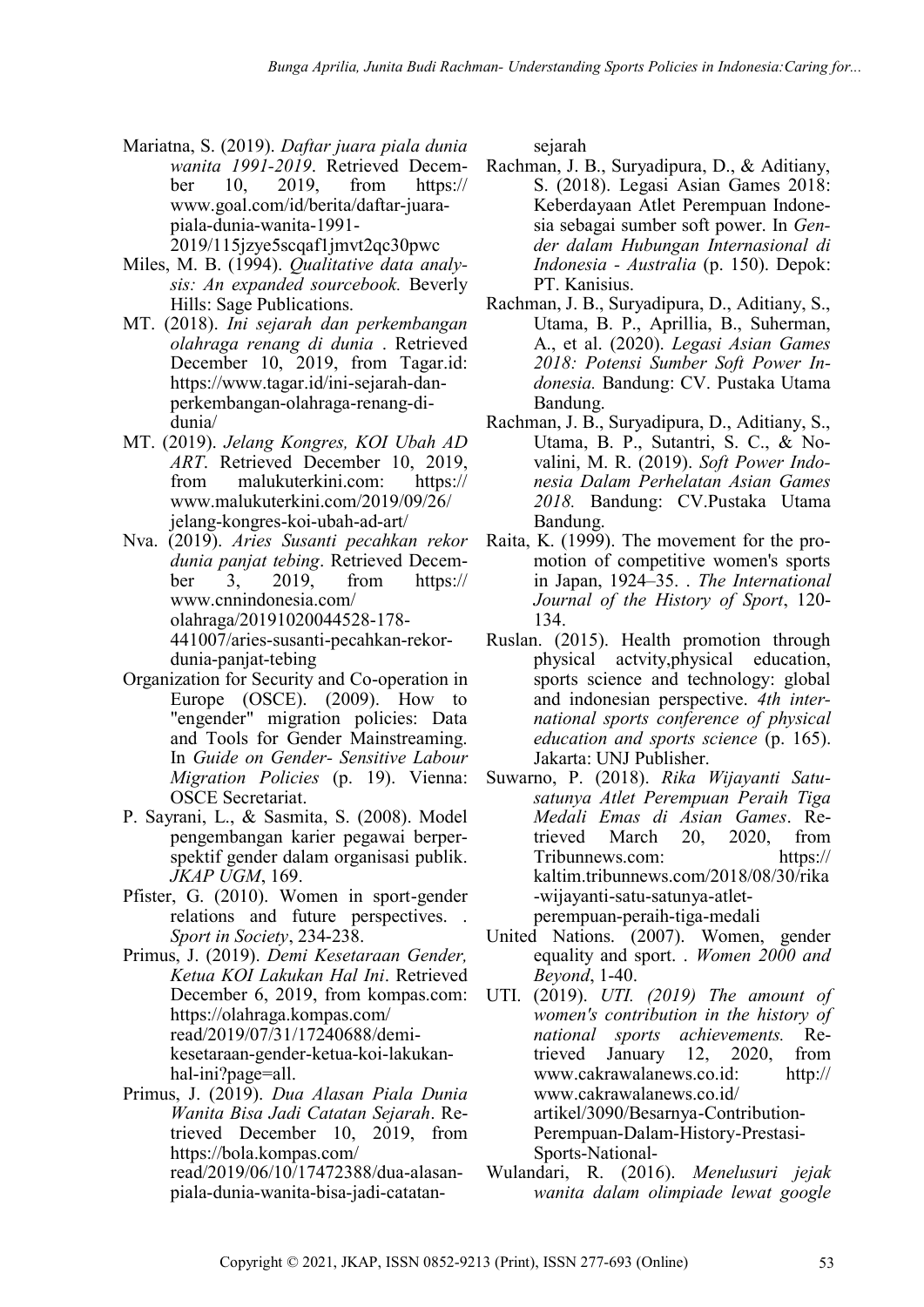Mariatna, S. (2019). *Daftar juara piala dunia wanita 1991-2019*. Retrieved December 10, 2019, from https:// www.goal.com/id/berita/daftar-juara-piala-dunia-wanita-1991-2019/115jzye5scqaf1jmvt2qc30pwc

Miles, M. B. (1994). *Qualitative data analysis: An expanded sourcebook.* Beverly Hills: Sage Publications.

MT. (2018). *Ini sejarah dan perkembangan olahraga renang di dunia* . Retrieved December 10, 2019, from Tagar.id: https://www.tagar.id/ini-sejarah-dan-perkembangan-olahraga-renang-di-dunia/

MT. (2019). *Jelang Kongres, KOI Ubah AD ART*. Retrieved December 10, 2019, from malukuterkini.com: https:// www.malukuterkini.com/2019/09/26/ jelang-kongres-koi-ubah-ad-art/

Nva. (2019). *Aries Susanti pecahkan rekor dunia panjat tebing*. Retrieved December 3, 2019, from https:// www.cnnindonesia.com/ olahraga/20191020044528-178-441007/aries-susanti-pecahkan-rekor-dunia-panjat-tebing

Organization for Security and Co-operation in Europe (OSCE). (2009). How to "engender" migration policies: Data and Tools for Gender Mainstreaming. In *Guide on Gender- Sensitive Labour Migration Policies* (p. 19). Vienna: OSCE Secretariat.

P. Sayrani, L., & Sasmita, S. (2008). Model pengembangan karier pegawai berperspektif gender dalam organisasi publik. *JKAP UGM*, 169.

Pfister, G. (2010). Women in sport-gender relations and future perspectives. . *Sport in Society*, 234-238.

Primus, J. (2019). *Demi Kesetaraan Gender, Ketua KOI Lakukan Hal Ini*. Retrieved December 6, 2019, from kompas.com: https://olahraga.kompas.com/ read/2019/07/31/17240688/demi-kesetaraan-gender-ketua-koi-lakukan-hal-ini?page=all.

Primus, J. (2019). *Dua Alasan Piala Dunia Wanita Bisa Jadi Catatan Sejarah*. Retrieved December 10, 2019, from https://bola.kompas.com/ read/2019/06/10/17472388/dua-alasan-piala-dunia-wanita-bisa-jadi-catatan-sejarah

Rachman, J. B., Suryadipura, D., & Aditiany, S. (2018). Legasi Asian Games 2018: Keberdayaan Atlet Perempuan Indonesia sebagai sumber soft power. In *Gender dalam Hubungan Internasional di Indonesia - Australia* (p. 150). Depok: PT. Kanisius.

Rachman, J. B., Suryadipura, D., Aditiany, S., Utama, B. P., Aprillia, B., Suherman, A., et al. (2020). *Legasi Asian Games 2018: Potensi Sumber Soft Power Indonesia.* Bandung: CV. Pustaka Utama Bandung.

Rachman, J. B., Suryadipura, D., Aditiany, S., Utama, B. P., Sutantri, S. C., & Novalini, M. R. (2019). *Soft Power Indonesia Dalam Perhelatan Asian Games 2018.* Bandung: CV.Pustaka Utama Bandung.

Raita, K. (1999). The movement for the promotion of competitive women's sports in Japan, 1924–35. . *The International Journal of the History of Sport*, 120-134.

Ruslan. (2015). Health promotion through physical actvity,physical education, sports science and technology: global and indonesian perspective. *4th international sports conference of physical education and sports science* (p. 165). Jakarta: UNJ Publisher.

Suwarno, P. (2018). *Rika Wijayanti Satu-satunya Atlet Perempuan Peraih Tiga Medali Emas di Asian Games*. Retrieved March 20, 2020, from Tribunnews.com: https:// kaltim.tribunnews.com/2018/08/30/rika-wijayanti-satu-satunya-atlet-perempuan-peraih-tiga-medali

United Nations. (2007). Women, gender equality and sport. . *Women 2000 and Beyond*, 1-40.

UTI. (2019). *UTI. (2019) The amount of women's contribution in the history of national sports achievements.* Retrieved January 12, 2020, from www.cakrawalanews.co.id: http:// www.cakrawalanews.co.id/ artikel/3090/Besarnya-Contribution-Perempuan-Dalam-History-Prestasi-Sports-National-

Wulandari, R. (2016). *Menelusuri jejak wanita dalam olimpiade lewat google*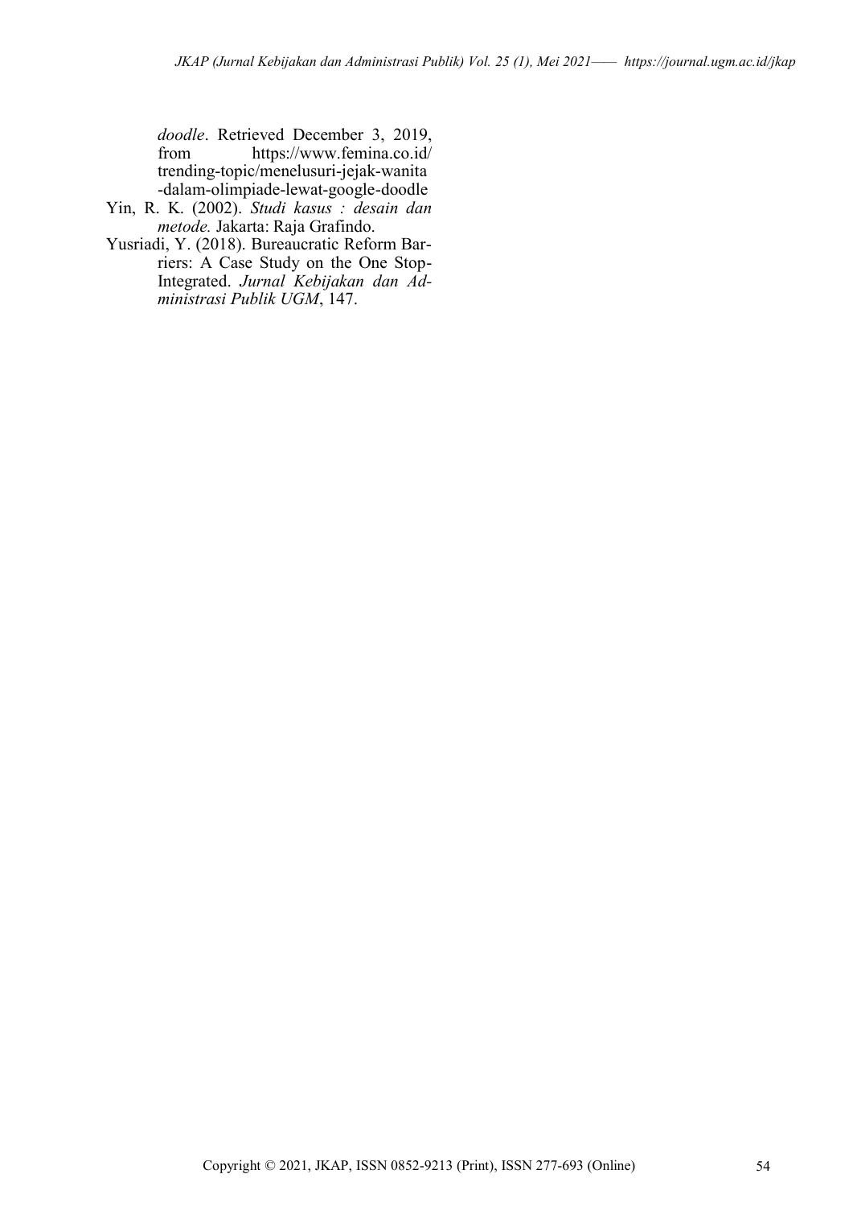*doodle*. Retrieved December 3, 2019, from https://www.femina.co.id/trending-topic/menelusuri-jejak-wanita-dalam-olimpiade-lewat-google-doodle

Yin, R. K. (2002). *Studi kasus : desain dan metode.* Jakarta: Raja Grafindo.

Yusriadi, Y. (2018). Bureaucratic Reform Barriers: A Case Study on the One Stop-Integrated. *Jurnal Kebijakan dan Administrasi Publik UGM*, 147.